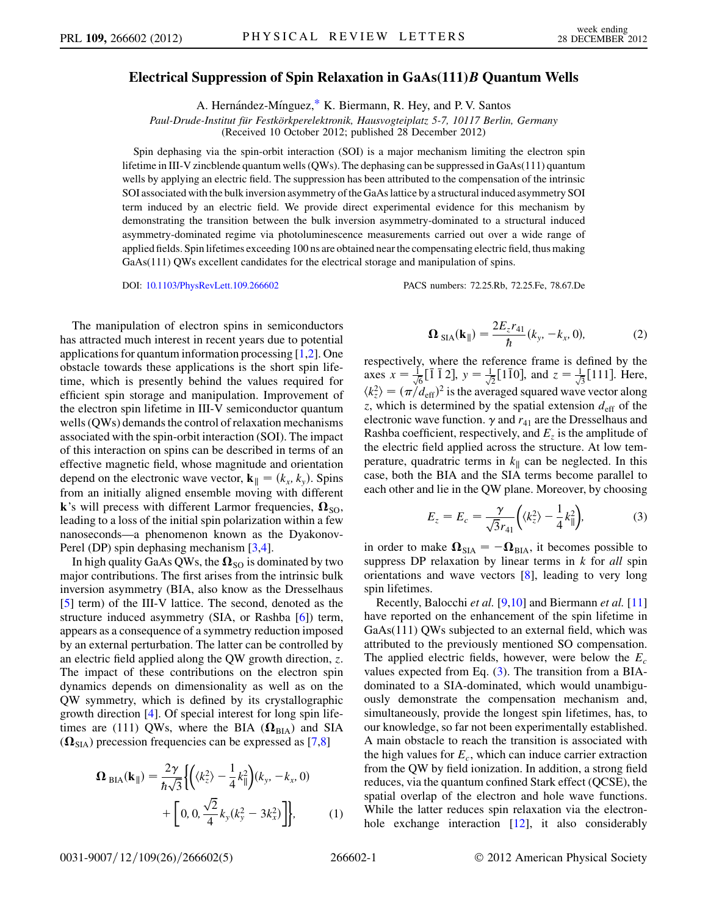# Electrical Suppression of Spin Relaxation in GaAs(111)B Quantum Wells

A. Hernández-Mínguez,* K. Biermann, R. Hey, and P. V. Santos

*Paul-Drude-Institut für Festkörperelektronik, Hausvogteiplatz 5-7, 10117 Berlin, Germany*
(Received 10 October 2012; published 28 December 2012)

Spin dephasing via the spin-orbit interaction (SOI) is a major mechanism limiting the electron spin lifetime in III-V zincblende quantum wells (QWs). The dephasing can be suppressed in GaAs(111) quantum wells by applying an electric field. The suppression has been attributed to the compensation of the intrinsic SOI associated with the bulk inversion asymmetry of the GaAs lattice by a structural induced asymmetry SOI term induced by an electric field. We provide direct experimental evidence for this mechanism by demonstrating the transition between the bulk inversion asymmetry-dominated to a structural induced asymmetry-dominated regime via photoluminescence measurements carried out over a wide range of applied fields. Spin lifetimes exceeding 100 ns are obtained near the compensating electric field, thus making GaAs(111) QWs excellent candidates for the electrical storage and manipulation of spins.

DOI: 10.1103/PhysRevLett.109.266602 PACS numbers: 72.25.Rb, 72.25.Fe, 78.67.De

The manipulation of electron spins in semiconductors has attracted much interest in recent years due to potential applications for quantum information processing [1,2]. One obstacle towards these applications is the short spin lifetime, which is presently behind the values required for efficient spin storage and manipulation. Improvement of the electron spin lifetime in III-V semiconductor quantum wells (QWs) demands the control of relaxation mechanisms associated with the spin-orbit interaction (SOI). The impact of this interaction on spins can be described in terms of an effective magnetic field, whose magnitude and orientation depend on the electronic wave vector, $\mathbf{k}_\parallel = (k_x, k_y)$. Spins from an initially aligned ensemble moving with different $\mathbf{k}$'s will precess with different Larmor frequencies, $\mathbf{\Omega}_{SO}$, leading to a loss of the initial spin polarization within a few nanoseconds—a phenomenon known as the Dyakonov-Perel (DP) spin dephasing mechanism [3,4].

In high quality GaAs QWs, the $\mathbf{\Omega}_{SO}$ is dominated by two major contributions. The first arises from the intrinsic bulk inversion asymmetry (BIA, also know as the Dresselhaus [5] term) of the III-V lattice. The second, denoted as the structure induced asymmetry (SIA, or Rashba [6]) term, appears as a consequence of a symmetry reduction imposed by an external perturbation. The latter can be controlled by an electric field applied along the QW growth direction, $z$. The impact of these contributions on the electron spin dynamics depends on dimensionality as well as on the QW symmetry, which is defined by its crystallographic growth direction [4]. Of special interest for long spin lifetimes are (111) QWs, where the BIA ($\mathbf{\Omega}_{BIA}$) and SIA ($\mathbf{\Omega}_{SIA}$) precession frequencies can be expressed as [7,8]

$$\mathbf{\Omega}_{BIA}(\mathbf{k}_\parallel) = \frac{2\gamma}{\hbar\sqrt{3}}\left\{\left(\langle k_z^2\rangle - \frac{1}{4}k_\parallel^2\right)(k_y, -k_x, 0) + \left[0, 0, \frac{\sqrt{2}}{4}k_y(k_y^2 - 3k_x^2)\right]\right\}, \quad (1)$$

$$\mathbf{\Omega}_{SIA}(\mathbf{k}_\parallel) = \frac{2E_z r_{41}}{\hbar}(k_y, -k_x, 0), \quad (2)$$

respectively, where the reference frame is defined by the axes $x = \frac{1}{\sqrt{6}}[\bar{1}\,\bar{1}\,2]$, $y = \frac{1}{\sqrt{2}}[1\bar{1}0]$, and $z = \frac{1}{\sqrt{3}}[111]$. Here, $\langle k_z^2\rangle = (\pi/d_{\mathrm{eff}})^2$ is the averaged squared wave vector along $z$, which is determined by the spatial extension $d_{\mathrm{eff}}$ of the electronic wave function. $\gamma$ and $r_{41}$ are the Dresselhaus and Rashba coefficient, respectively, and $E_z$ is the amplitude of the electric field applied across the structure. At low temperature, quadratic terms in $k_\parallel$ can be neglected. In this case, both the BIA and the SIA terms become parallel to each other and lie in the QW plane. Moreover, by choosing

$$E_z = E_c = \frac{\gamma}{\sqrt{3}r_{41}}\left(\langle k_z^2\rangle - \frac{1}{4}k_\parallel^2\right), \quad (3)$$

in order to make $\mathbf{\Omega}_{SIA} = -\mathbf{\Omega}_{BIA}$, it becomes possible to suppress DP relaxation by linear terms in $k$ for *all* spin orientations and wave vectors [8], leading to very long spin lifetimes.

Recently, Balocchi *et al.* [9,10] and Biermann *et al.* [11] have reported on the enhancement of the spin lifetime in GaAs(111) QWs subjected to an external field, which was attributed to the previously mentioned SO compensation. The applied electric fields, however, were below the $E_c$ values expected from Eq. (3). The transition from a BIA-dominated to a SIA-dominated, which would unambiguously demonstrate the compensation mechanism and, simultaneously, provide the longest spin lifetimes, has, to our knowledge, so far not been experimentally established. A main obstacle to reach the transition is associated with the high values for $E_c$, which can induce carrier extraction from the QW by field ionization. In addition, a strong field reduces, via the quantum confined Stark effect (QCSE), the spatial overlap of the electron and hole wave functions. While the latter reduces spin relaxation via the electron-hole exchange interaction [12], it also considerably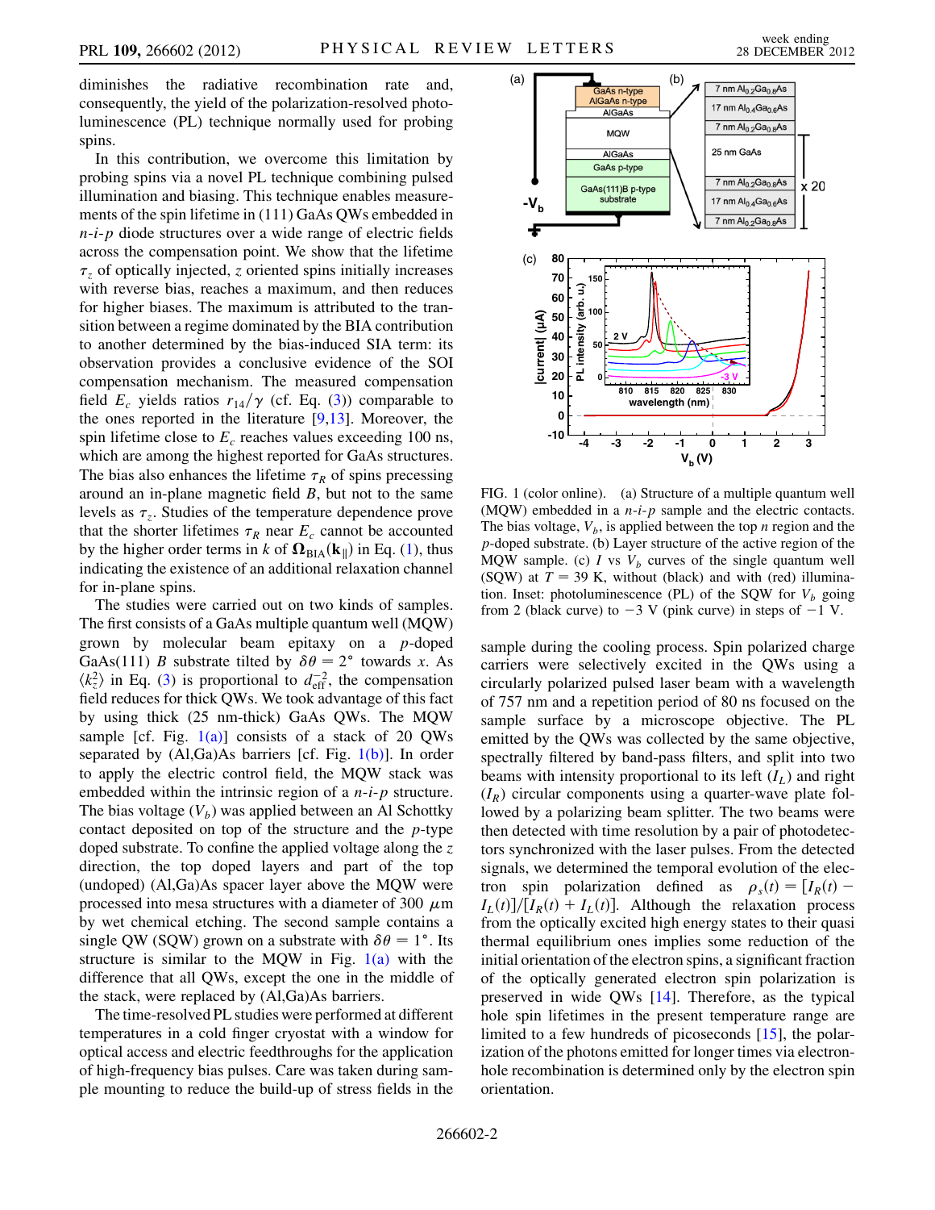diminishes the radiative recombination rate and, consequently, the yield of the polarization-resolved photoluminescence (PL) technique normally used for probing spins.

In this contribution, we overcome this limitation by probing spins via a novel PL technique combining pulsed illumination and biasing. This technique enables measurements of the spin lifetime in (111) GaAs QWs embedded in *n-i-p* diode structures over a wide range of electric fields across the compensation point. We show that the lifetime $\tau_z$ of optically injected, $z$ oriented spins initially increases with reverse bias, reaches a maximum, and then reduces for higher biases. The maximum is attributed to the transition between a regime dominated by the BIA contribution to another determined by the bias-induced SIA term: its observation provides a conclusive evidence of the SOI compensation mechanism. The measured compensation field $E_c$ yields ratios $r_{14}/\gamma$ (cf. Eq. (3)) comparable to the ones reported in the literature [9,13]. Moreover, the spin lifetime close to $E_c$ reaches values exceeding 100 ns, which are among the highest reported for GaAs structures. The bias also enhances the lifetime $\tau_R$ of spins precessing around an in-plane magnetic field $B$, but not to the same levels as $\tau_z$. Studies of the temperature dependence prove that the shorter lifetimes $\tau_R$ near $E_c$ cannot be accounted by the higher order terms in $k$ of $\mathbf{\Omega}_{\rm BIA}(\mathbf{k}_\parallel)$ in Eq. (1), thus indicating the existence of an additional relaxation channel for in-plane spins.

The studies were carried out on two kinds of samples. The first consists of a GaAs multiple quantum well (MQW) grown by molecular beam epitaxy on a $p$-doped GaAs(111) $B$ substrate tilted by $\delta\theta = 2°$ towards $x$. As $\langle k_z^2 \rangle$ in Eq. (3) is proportional to $d_{\rm eff}^{-2}$, the compensation field reduces for thick QWs. We took advantage of this fact by using thick (25 nm-thick) GaAs QWs. The MQW sample [cf. Fig. 1(a)] consists of a stack of 20 QWs separated by (Al,Ga)As barriers [cf. Fig. 1(b)]. In order to apply the electric control field, the MQW stack was embedded within the intrinsic region of a *n-i-p* structure. The bias voltage ($V_b$) was applied between an Al Schottky contact deposited on top of the structure and the $p$-type doped substrate. To confine the applied voltage along the $z$ direction, the top doped layers and part of the top (undoped) (Al,Ga)As spacer layer above the MQW were processed into mesa structures with a diameter of 300 $\mu$m by wet chemical etching. The second sample contains a single QW (SQW) grown on a substrate with $\delta\theta = 1°$. Its structure is similar to the MQW in Fig. 1(a) with the difference that all QWs, except the one in the middle of the stack, were replaced by (Al,Ga)As barriers.

The time-resolved PL studies were performed at different temperatures in a cold finger cryostat with a window for optical access and electric feedthroughs for the application of high-frequency bias pulses. Care was taken during sample mounting to reduce the build-up of stress fields in the sample during the cooling process. Spin polarized charge carriers were selectively excited in the QWs using a circularly polarized pulsed laser beam with a wavelength of 757 nm and a repetition period of 80 ns focused on the sample surface by a microscope objective. The PL emitted by the QWs was collected by the same objective, spectrally filtered by band-pass filters, and split into two beams with intensity proportional to its left ($I_L$) and right ($I_R$) circular components using a quarter-wave plate followed by a polarizing beam splitter. The two beams were then detected with time resolution by a pair of photodetectors synchronized with the laser pulses. From the detected signals, we determined the temporal evolution of the electron spin polarization defined as $\rho_s(t) = [I_R(t) - I_L(t)]/[I_R(t) + I_L(t)]$. Although the relaxation process from the optically excited high energy states to their quasi thermal equilibrium ones implies some reduction of the initial orientation of the electron spins, a significant fraction of the optically generated electron spin polarization is preserved in wide QWs [14]. Therefore, as the typical hole spin lifetimes in the present temperature range are limited to a few hundreds of picoseconds [15], the polarization of the photons emitted for longer times via electron-hole recombination is determined only by the electron spin orientation.

FIG. 1 (color online). (a) Structure of a multiple quantum well (MQW) embedded in a *n-i-p* sample and the electric contacts. The bias voltage, $V_b$, is applied between the top $n$ region and the $p$-doped substrate. (b) Layer structure of the active region of the MQW sample. (c) $I$ vs $V_b$ curves of the single quantum well (SQW) at $T = 39$ K, without (black) and with (red) illumination. Inset: photoluminescence (PL) of the SQW for $V_b$ going from 2 (black curve) to $-3$ V (pink curve) in steps of $-1$ V.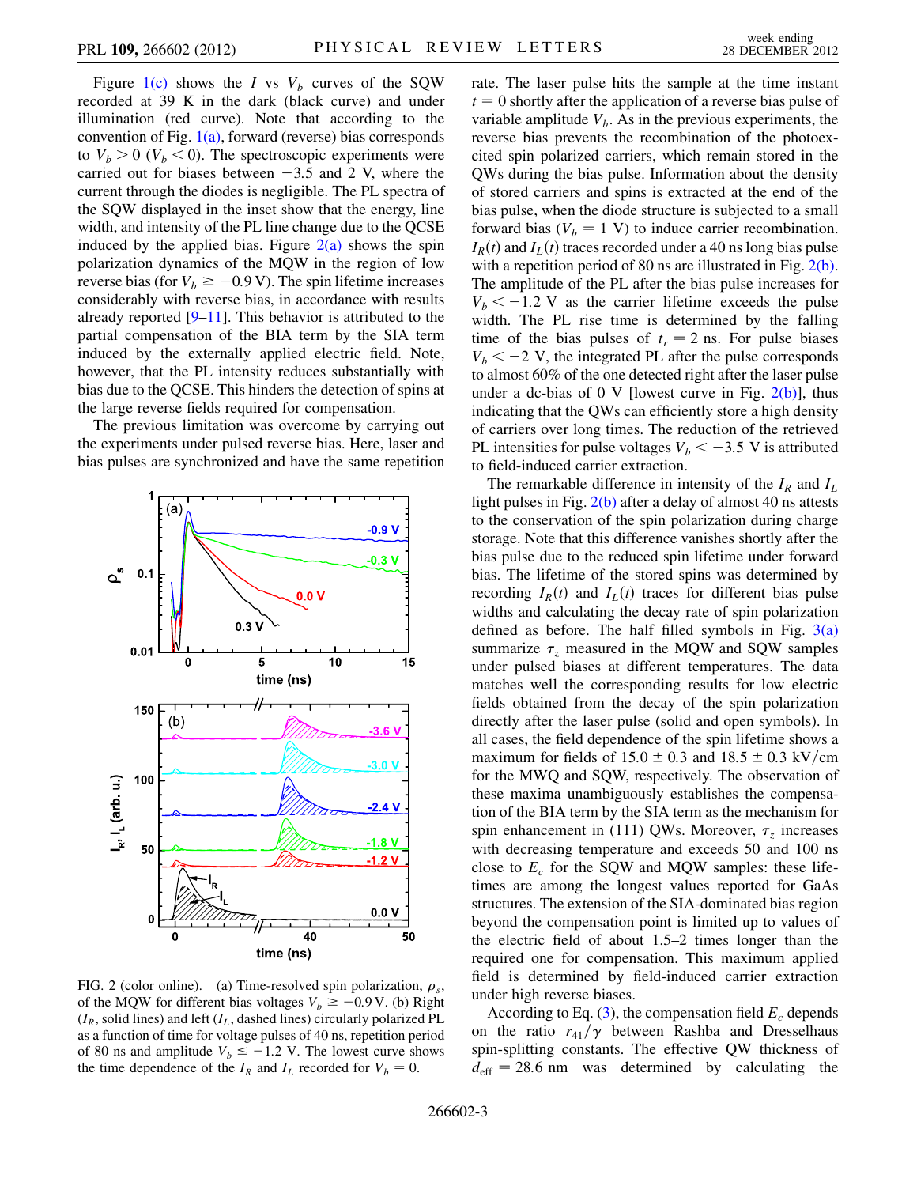Figure 1(c) shows the $I$ vs $V_b$ curves of the SQW recorded at 39 K in the dark (black curve) and under illumination (red curve). Note that according to the convention of Fig. 1(a), forward (reverse) bias corresponds to $V_b > 0$ ($V_b < 0$). The spectroscopic experiments were carried out for biases between $-3.5$ and 2 V, where the current through the diodes is negligible. The PL spectra of the SQW displayed in the inset show that the energy, line width, and intensity of the PL line change due to the QCSE induced by the applied bias. Figure 2(a) shows the spin polarization dynamics of the MQW in the region of low reverse bias (for $V_b \geq -0.9$ V). The spin lifetime increases considerably with reverse bias, in accordance with results already reported [9–11]. This behavior is attributed to the partial compensation of the BIA term by the SIA term induced by the externally applied electric field. Note, however, that the PL intensity reduces substantially with bias due to the QCSE. This hinders the detection of spins at the large reverse fields required for compensation.

The previous limitation was overcome by carrying out the experiments under pulsed reverse bias. Here, laser and bias pulses are synchronized and have the same repetition rate. The laser pulse hits the sample at the time instant $t = 0$ shortly after the application of a reverse bias pulse of variable amplitude $V_b$. As in the previous experiments, the reverse bias prevents the recombination of the photoexcited spin polarized carriers, which remain stored in the QWs during the bias pulse. Information about the density of stored carriers and spins is extracted at the end of the bias pulse, when the diode structure is subjected to a small forward bias ($V_b = 1$ V) to induce carrier recombination. $I_R(t)$ and $I_L(t)$ traces recorded under a 40 ns long bias pulse with a repetition period of 80 ns are illustrated in Fig. 2(b). The amplitude of the PL after the bias pulse increases for $V_b < -1.2$ V as the carrier lifetime exceeds the pulse width. The PL rise time is determined by the falling time of the bias pulses of $t_r = 2$ ns. For pulse biases $V_b < -2$ V, the integrated PL after the pulse corresponds to almost 60% of the one detected right after the laser pulse under a dc-bias of 0 V [lowest curve in Fig. 2(b)], thus indicating that the QWs can efficiently store a high density of carriers over long times. The reduction of the retrieved PL intensities for pulse voltages $V_b < -3.5$ V is attributed to field-induced carrier extraction.

FIG. 2 (color online). (a) Time-resolved spin polarization, $\rho_s$, of the MQW for different bias voltages $V_b \geq -0.9$ V. (b) Right ($I_R$, solid lines) and left ($I_L$, dashed lines) circularly polarized PL as a function of time for voltage pulses of 40 ns, repetition period of 80 ns and amplitude $V_b \leq -1.2$ V. The lowest curve shows the time dependence of the $I_R$ and $I_L$ recorded for $V_b = 0$.

The remarkable difference in intensity of the $I_R$ and $I_L$ light pulses in Fig. 2(b) after a delay of almost 40 ns attests to the conservation of the spin polarization during charge storage. Note that this difference vanishes shortly after the bias pulse due to the reduced spin lifetime under forward bias. The lifetime of the stored spins was determined by recording $I_R(t)$ and $I_L(t)$ traces for different bias pulse widths and calculating the decay rate of spin polarization defined as before. The half filled symbols in Fig. 3(a) summarize $\tau_z$ measured in the MQW and SQW samples under pulsed biases at different temperatures. The data matches well the corresponding results for low electric fields obtained from the decay of the spin polarization directly after the laser pulse (solid and open symbols). In all cases, the field dependence of the spin lifetime shows a maximum for fields of $15.0 \pm 0.3$ and $18.5 \pm 0.3$ kV/cm for the MWQ and SQW, respectively. The observation of these maxima unambiguously establishes the compensation of the BIA term by the SIA term as the mechanism for spin enhancement in (111) QWs. Moreover, $\tau_z$ increases with decreasing temperature and exceeds 50 and 100 ns close to $E_c$ for the SQW and MQW samples: these lifetimes are among the longest values reported for GaAs structures. The extension of the SIA-dominated bias region beyond the compensation point is limited up to values of the electric field of about 1.5–2 times longer than the required one for compensation. This maximum applied field is determined by field-induced carrier extraction under high reverse biases.

According to Eq. (3), the compensation field $E_c$ depends on the ratio $r_{41}/\gamma$ between Rashba and Dresselhaus spin-splitting constants. The effective QW thickness of $d_{\text{eff}} = 28.6$ nm was determined by calculating the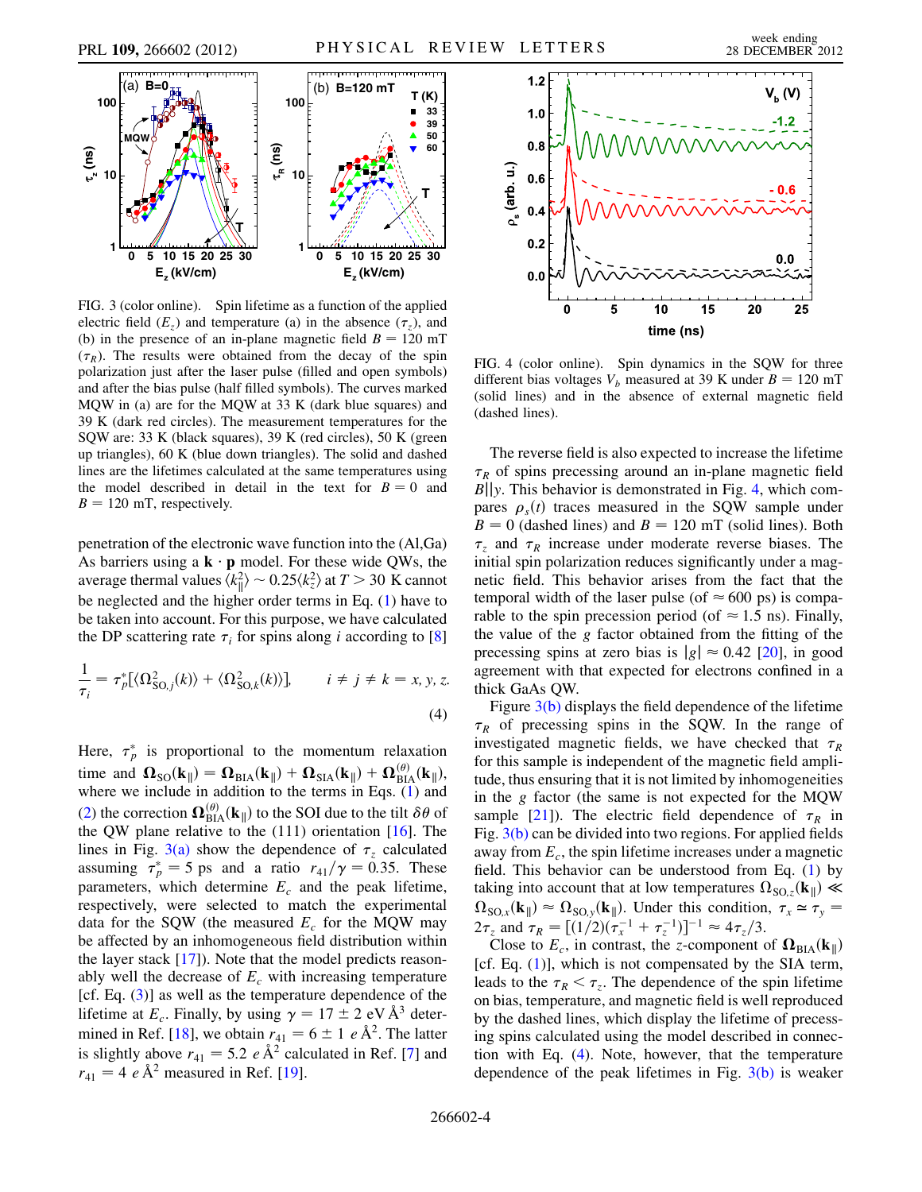FIG. 3 (color online). Spin lifetime as a function of the applied electric field ($E_z$) and temperature (a) in the absence ($\tau_z$), and (b) in the presence of an in-plane magnetic field $B = 120$ mT ($\tau_R$). The results were obtained from the decay of the spin polarization just after the laser pulse (filled and open symbols) and after the bias pulse (half filled symbols). The curves marked MQW in (a) are for the MQW at 33 K (dark blue squares) and 39 K (dark red circles). The measurement temperatures for the SQW are: 33 K (black squares), 39 K (red circles), 50 K (green up triangles), 60 K (blue down triangles). The solid and dashed lines are the lifetimes calculated at the same temperatures using the model described in detail in the text for $B = 0$ and $B = 120$ mT, respectively.

penetration of the electronic wave function into the (Al,Ga) As barriers using a $\mathbf{k}\cdot\mathbf{p}$ model. For these wide QWs, the average thermal values $\langle k_\parallel^2\rangle \sim 0.25\langle k_z^2\rangle$ at $T > 30$ K cannot be neglected and the higher order terms in Eq. (1) have to be taken into account. For this purpose, we have calculated the DP scattering rate $\tau_i$ for spins along $i$ according to [8]

$$\frac{1}{\tau_i} = \tau_p^*[\langle\Omega^2_{\mathrm{SO},j}(k)\rangle + \langle\Omega^2_{\mathrm{SO},k}(k)\rangle], \qquad i \neq j \neq k = x, y, z. \tag{4}$$

Here, $\tau_p^*$ is proportional to the momentum relaxation time and $\mathbf{\Omega}_{\mathrm{SO}}(\mathbf{k}_\parallel) = \mathbf{\Omega}_{\mathrm{BIA}}(\mathbf{k}_\parallel) + \mathbf{\Omega}_{\mathrm{SIA}}(\mathbf{k}_\parallel) + \mathbf{\Omega}^{(\theta)}_{\mathrm{BIA}}(\mathbf{k}_\parallel)$, where we include in addition to the terms in Eqs. (1) and (2) the correction $\mathbf{\Omega}^{(\theta)}_{\mathrm{BIA}}(\mathbf{k}_\parallel)$ to the SOI due to the tilt $\delta\theta$ of the QW plane relative to the (111) orientation [16]. The lines in Fig. 3(a) show the dependence of $\tau_z$ calculated assuming $\tau_p^* = 5$ ps and a ratio $r_{41}/\gamma = 0.35$. These parameters, which determine $E_c$ and the peak lifetime, respectively, were selected to match the experimental data for the SQW (the measured $E_c$ for the MQW may be affected by an inhomogeneous field distribution within the layer stack [17]). Note that the model predicts reasonably well the decrease of $E_c$ with increasing temperature [cf. Eq. (3)] as well as the temperature dependence of the lifetime at $E_c$. Finally, by using $\gamma = 17 \pm 2$ eV Å$^3$ determined in Ref. [18], we obtain $r_{41} = 6 \pm 1$ $e$ Å$^2$. The latter is slightly above $r_{41} = 5.2$ $e$ Å$^2$ calculated in Ref. [7] and $r_{41} = 4$ $e$ Å$^2$ measured in Ref. [19].

FIG. 4 (color online). Spin dynamics in the SQW for three different bias voltages $V_b$ measured at 39 K under $B = 120$ mT (solid lines) and in the absence of external magnetic field (dashed lines).

The reverse field is also expected to increase the lifetime $\tau_R$ of spins precessing around an in-plane magnetic field $B\|y$. This behavior is demonstrated in Fig. 4, which compares $\rho_s(t)$ traces measured in the SQW sample under $B = 0$ (dashed lines) and $B = 120$ mT (solid lines). Both $\tau_z$ and $\tau_R$ increase under moderate reverse biases. The initial spin polarization reduces significantly under a magnetic field. This behavior arises from the fact that the temporal width of the laser pulse (of $\approx 600$ ps) is comparable to the spin precession period (of $\approx 1.5$ ns). Finally, the value of the $g$ factor obtained from the fitting of the precessing spins at zero bias is $|g| \approx 0.42$ [20], in good agreement with that expected for electrons confined in a thick GaAs QW.

Figure 3(b) displays the field dependence of the lifetime $\tau_R$ of precessing spins in the SQW. In the range of investigated magnetic fields, we have checked that $\tau_R$ for this sample is independent of the magnetic field amplitude, thus ensuring that it is not limited by inhomogeneities in the $g$ factor (the same is not expected for the MQW sample [21]). The electric field dependence of $\tau_R$ in Fig. 3(b) can be divided into two regions. For applied fields away from $E_c$, the spin lifetime increases under a magnetic field. This behavior can be understood from Eq. (1) by taking into account that at low temperatures $\Omega_{\mathrm{SO},z}(\mathbf{k}_\parallel) \ll \Omega_{\mathrm{SO},x}(\mathbf{k}_\parallel) \approx \Omega_{\mathrm{SO},y}(\mathbf{k}_\parallel)$. Under this condition, $\tau_x \simeq \tau_y = 2\tau_z$ and $\tau_R = [(1/2)(\tau_x^{-1} + \tau_z^{-1})]^{-1} \approx 4\tau_z/3$.

Close to $E_c$, in contrast, the $z$-component of $\mathbf{\Omega}_{\mathrm{BIA}}(\mathbf{k}_\parallel)$ [cf. Eq. (1)], which is not compensated by the SIA term, leads to the $\tau_R < \tau_z$. The dependence of the spin lifetime on bias, temperature, and magnetic field is well reproduced by the dashed lines, which display the lifetime of precessing spins calculated using the model described in connection with Eq. (4). Note, however, that the temperature dependence of the peak lifetimes in Fig. 3(b) is weaker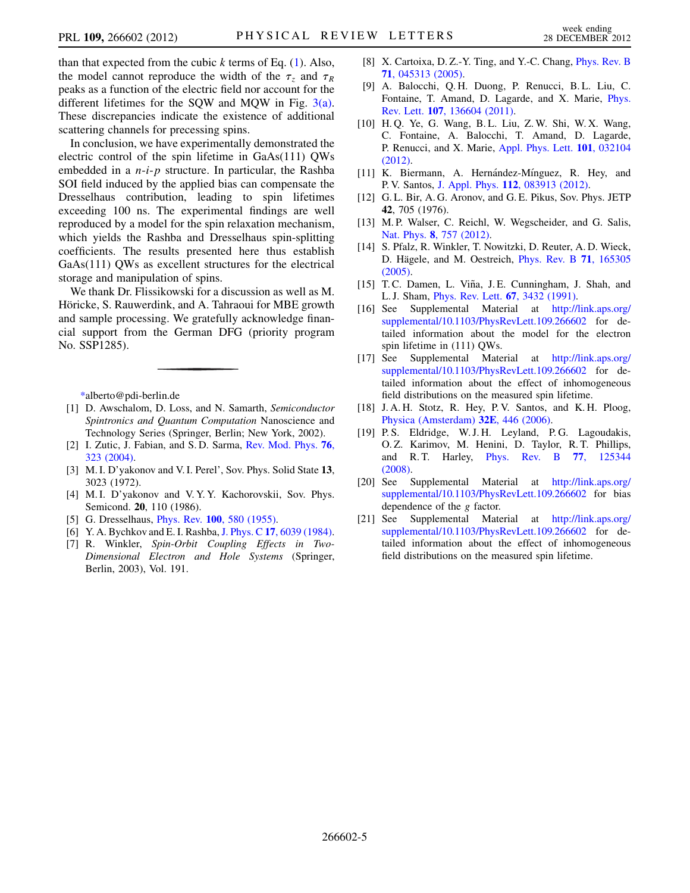than that expected from the cubic $k$ terms of Eq. (1). Also, the model cannot reproduce the width of the $\tau_z$ and $\tau_R$ peaks as a function of the electric field nor account for the different lifetimes for the SQW and MQW in Fig. 3(a). These discrepancies indicate the existence of additional scattering channels for precessing spins.

In conclusion, we have experimentally demonstrated the electric control of the spin lifetime in GaAs(111) QWs embedded in a *n*-*i*-*p* structure. In particular, the Rashba SOI field induced by the applied bias can compensate the Dresselhaus contribution, leading to spin lifetimes exceeding 100 ns. The experimental findings are well reproduced by a model for the spin relaxation mechanism, which yields the Rashba and Dresselhaus spin-splitting coefficients. The results presented here thus establish GaAs(111) QWs as excellent structures for the electrical storage and manipulation of spins.

We thank Dr. Flissikowski for a discussion as well as M. Höricke, S. Rauwerdink, and A. Tahraoui for MBE growth and sample processing. We gratefully acknowledge financial support from the German DFG (priority program No. SSP1285).

---

*alberto@pdi-berlin.de

[1] D. Awschalom, D. Loss, and N. Samarth, *Semiconductor Spintronics and Quantum Computation* Nanoscience and Technology Series (Springer, Berlin; New York, 2002).

[2] I. Zutic, J. Fabian, and S. D. Sarma, Rev. Mod. Phys. **76**, 323 (2004).

[3] M. I. D'yakonov and V. I. Perel', Sov. Phys. Solid State **13**, 3023 (1972).

[4] M. I. D'yakonov and V. Y. Y. Kachorovskii, Sov. Phys. Semicond. **20**, 110 (1986).

[5] G. Dresselhaus, Phys. Rev. **100**, 580 (1955).

[6] Y. A. Bychkov and E. I. Rashba, J. Phys. C **17**, 6039 (1984).

[7] R. Winkler, *Spin-Orbit Coupling Effects in Two-Dimensional Electron and Hole Systems* (Springer, Berlin, 2003), Vol. 191.

[8] X. Cartoixa, D. Z.-Y. Ting, and Y.-C. Chang, Phys. Rev. B **71**, 045313 (2005).

[9] A. Balocchi, Q. H. Duong, P. Renucci, B. L. Liu, C. Fontaine, T. Amand, D. Lagarde, and X. Marie, Phys. Rev. Lett. **107**, 136604 (2011).

[10] H. Q. Ye, G. Wang, B. L. Liu, Z. W. Shi, W. X. Wang, C. Fontaine, A. Balocchi, T. Amand, D. Lagarde, P. Renucci, and X. Marie, Appl. Phys. Lett. **101**, 032104 (2012).

[11] K. Biermann, A. Hernández-Mínguez, R. Hey, and P. V. Santos, J. Appl. Phys. **112**, 083913 (2012).

[12] G. L. Bir, A. G. Aronov, and G. E. Pikus, Sov. Phys. JETP **42**, 705 (1976).

[13] M. P. Walser, C. Reichl, W. Wegscheider, and G. Salis, Nat. Phys. **8**, 757 (2012).

[14] S. Pfalz, R. Winkler, T. Nowitzki, D. Reuter, A. D. Wieck, D. Hägele, and M. Oestreich, Phys. Rev. B **71**, 165305 (2005).

[15] T. C. Damen, L. Viña, J. E. Cunningham, J. Shah, and L. J. Sham, Phys. Rev. Lett. **67**, 3432 (1991).

[16] See Supplemental Material at http://link.aps.org/supplemental/10.1103/PhysRevLett.109.266602 for detailed information about the model for the electron spin lifetime in (111) QWs.

[17] See Supplemental Material at http://link.aps.org/supplemental/10.1103/PhysRevLett.109.266602 for detailed information about the effect of inhomogeneous field distributions on the measured spin lifetime.

[18] J. A. H. Stotz, R. Hey, P. V. Santos, and K. H. Ploog, Physica (Amsterdam) **32E**, 446 (2006).

[19] P. S. Eldridge, W. J. H. Leyland, P. G. Lagoudakis, O. Z. Karimov, M. Henini, D. Taylor, R. T. Phillips, and R. T. Harley, Phys. Rev. B **77**, 125344 (2008).

[20] See Supplemental Material at http://link.aps.org/supplemental/10.1103/PhysRevLett.109.266602 for bias dependence of the $g$ factor.

[21] See Supplemental Material at http://link.aps.org/supplemental/10.1103/PhysRevLett.109.266602 for detailed information about the effect of inhomogeneous field distributions on the measured spin lifetime.